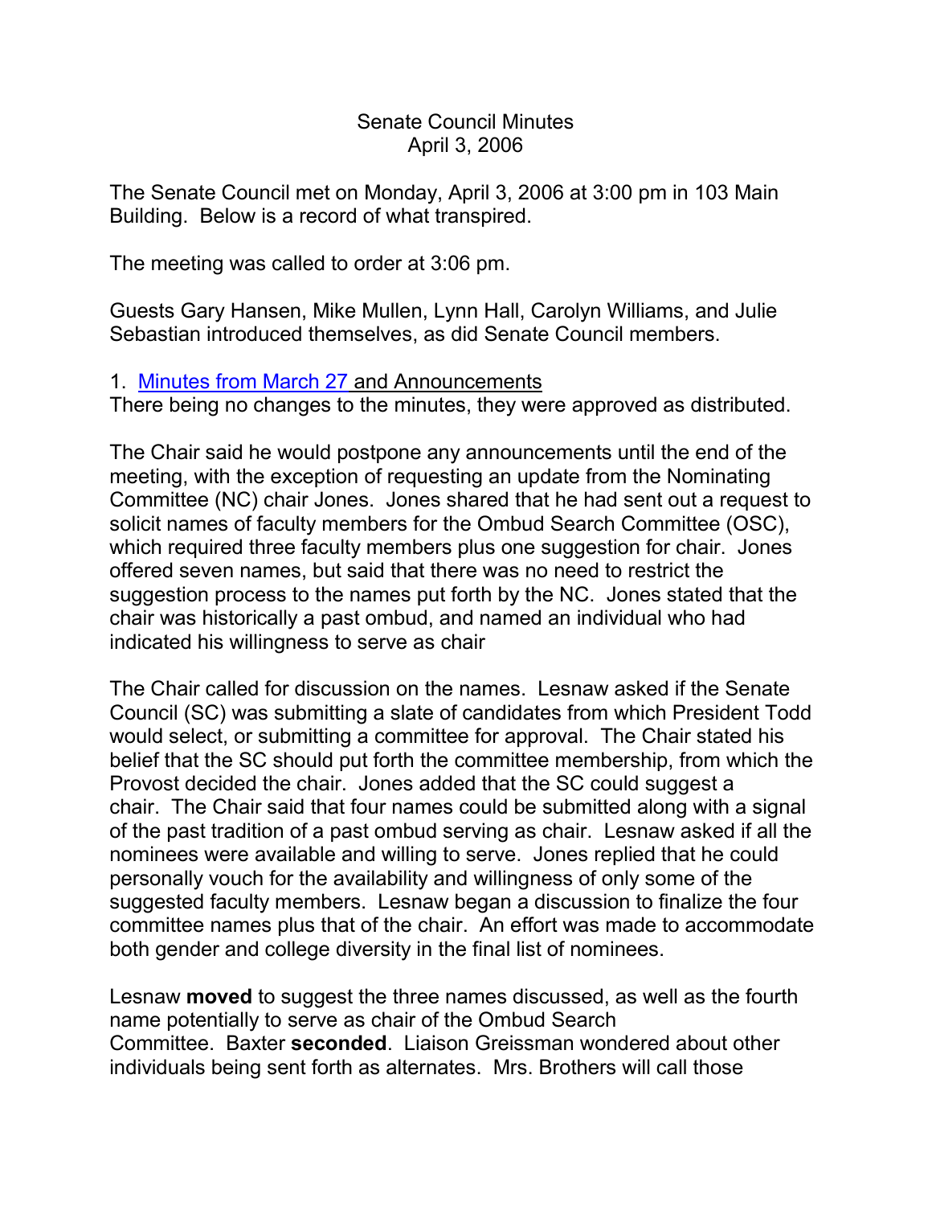Senate Council Minutes
April 3, 2006

The Senate Council met on Monday, April 3, 2006 at 3:00 pm in 103 Main Building. Below is a record of what transpired.

The meeting was called to order at 3:06 pm.

Guests Gary Hansen, Mike Mullen, Lynn Hall, Carolyn Williams, and Julie Sebastian introduced themselves, as did Senate Council members.

1. Minutes from March 27 and Announcements
There being no changes to the minutes, they were approved as distributed.

The Chair said he would postpone any announcements until the end of the meeting, with the exception of requesting an update from the Nominating Committee (NC) chair Jones. Jones shared that he had sent out a request to solicit names of faculty members for the Ombud Search Committee (OSC), which required three faculty members plus one suggestion for chair. Jones offered seven names, but said that there was no need to restrict the suggestion process to the names put forth by the NC. Jones stated that the chair was historically a past ombud, and named an individual who had indicated his willingness to serve as chair

The Chair called for discussion on the names. Lesnaw asked if the Senate Council (SC) was submitting a slate of candidates from which President Todd would select, or submitting a committee for approval. The Chair stated his belief that the SC should put forth the committee membership, from which the Provost decided the chair. Jones added that the SC could suggest a chair. The Chair said that four names could be submitted along with a signal of the past tradition of a past ombud serving as chair. Lesnaw asked if all the nominees were available and willing to serve. Jones replied that he could personally vouch for the availability and willingness of only some of the suggested faculty members. Lesnaw began a discussion to finalize the four committee names plus that of the chair. An effort was made to accommodate both gender and college diversity in the final list of nominees.

Lesnaw **moved** to suggest the three names discussed, as well as the fourth name potentially to serve as chair of the Ombud Search Committee. Baxter **seconded**. Liaison Greissman wondered about other individuals being sent forth as alternates. Mrs. Brothers will call those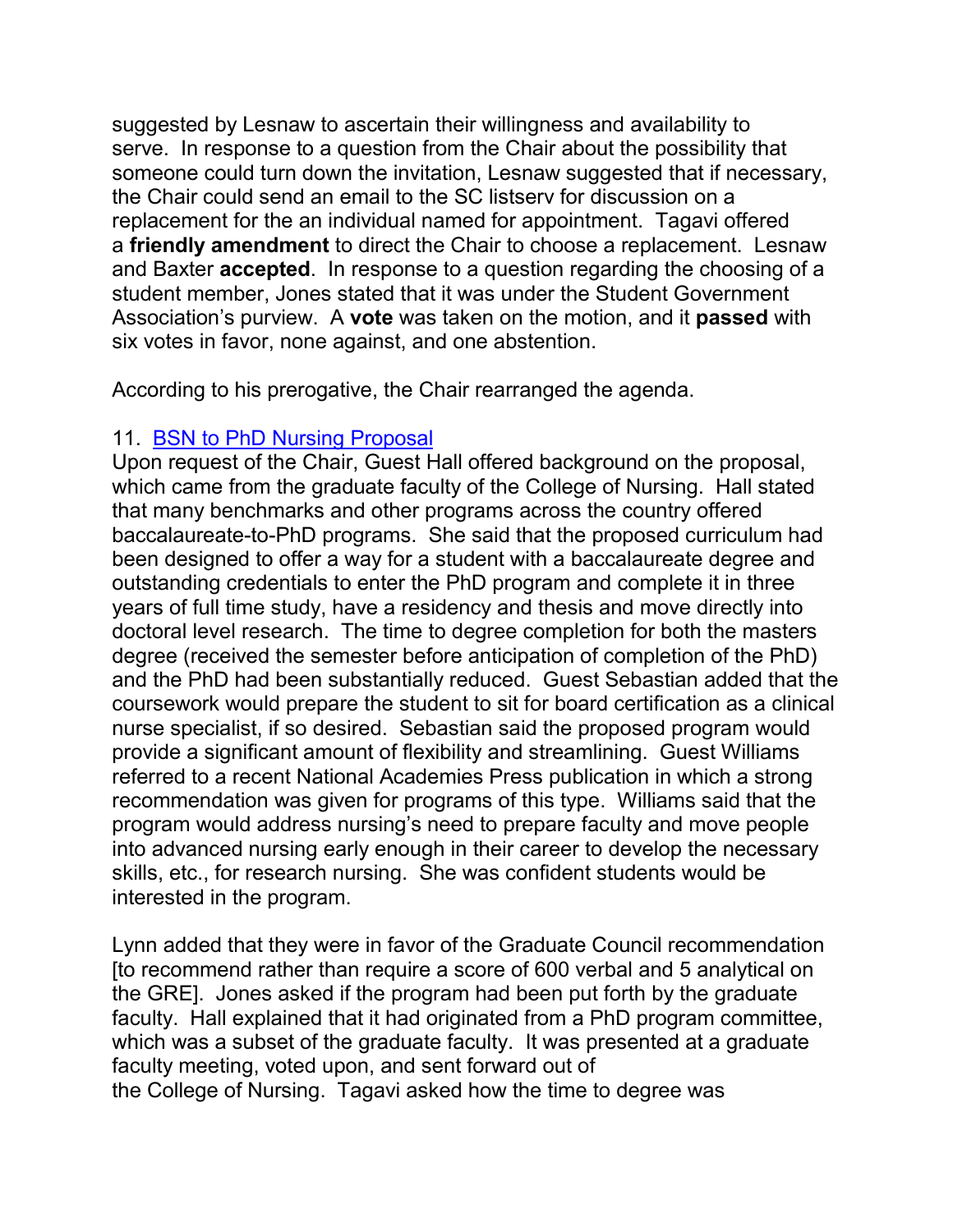suggested by Lesnaw to ascertain their willingness and availability to serve. In response to a question from the Chair about the possibility that someone could turn down the invitation, Lesnaw suggested that if necessary, the Chair could send an email to the SC listserv for discussion on a replacement for the an individual named for appointment. Tagavi offered a **friendly amendment** to direct the Chair to choose a replacement. Lesnaw and Baxter **accepted**. In response to a question regarding the choosing of a student member, Jones stated that it was under the Student Government Association's purview. A **vote** was taken on the motion, and it **passed** with six votes in favor, none against, and one abstention.

According to his prerogative, the Chair rearranged the agenda.

11. [BSN to PhD Nursing Proposal]()

Upon request of the Chair, Guest Hall offered background on the proposal, which came from the graduate faculty of the College of Nursing. Hall stated that many benchmarks and other programs across the country offered baccalaureate-to-PhD programs. She said that the proposed curriculum had been designed to offer a way for a student with a baccalaureate degree and outstanding credentials to enter the PhD program and complete it in three years of full time study, have a residency and thesis and move directly into doctoral level research. The time to degree completion for both the masters degree (received the semester before anticipation of completion of the PhD) and the PhD had been substantially reduced. Guest Sebastian added that the coursework would prepare the student to sit for board certification as a clinical nurse specialist, if so desired. Sebastian said the proposed program would provide a significant amount of flexibility and streamlining. Guest Williams referred to a recent National Academies Press publication in which a strong recommendation was given for programs of this type. Williams said that the program would address nursing's need to prepare faculty and move people into advanced nursing early enough in their career to develop the necessary skills, etc., for research nursing. She was confident students would be interested in the program.

Lynn added that they were in favor of the Graduate Council recommendation [to recommend rather than require a score of 600 verbal and 5 analytical on the GRE]. Jones asked if the program had been put forth by the graduate faculty. Hall explained that it had originated from a PhD program committee, which was a subset of the graduate faculty. It was presented at a graduate faculty meeting, voted upon, and sent forward out of the College of Nursing. Tagavi asked how the time to degree was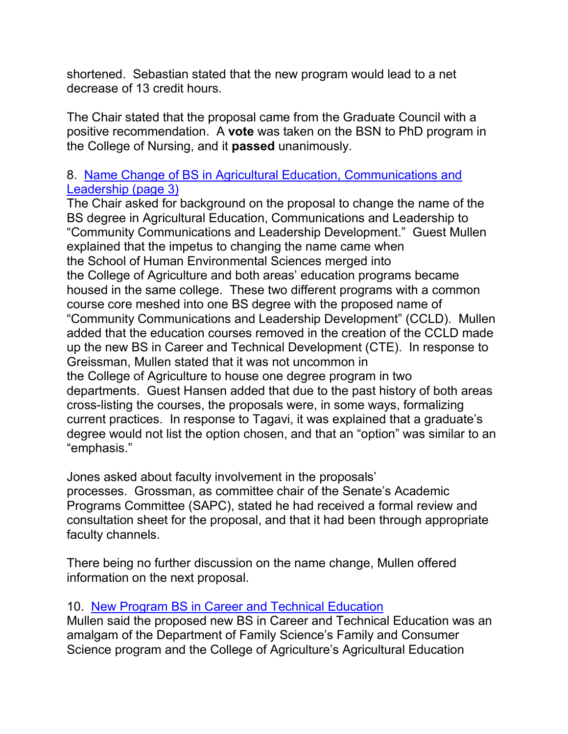shortened. Sebastian stated that the new program would lead to a net decrease of 13 credit hours.

The Chair stated that the proposal came from the Graduate Council with a positive recommendation. A **vote** was taken on the BSN to PhD program in the College of Nursing, and it **passed** unanimously.

8. [Name Change of BS in Agricultural Education, Communications and Leadership (page 3)]
The Chair asked for background on the proposal to change the name of the BS degree in Agricultural Education, Communications and Leadership to "Community Communications and Leadership Development." Guest Mullen explained that the impetus to changing the name came when the School of Human Environmental Sciences merged into the College of Agriculture and both areas' education programs became housed in the same college. These two different programs with a common course core meshed into one BS degree with the proposed name of "Community Communications and Leadership Development" (CCLD). Mullen added that the education courses removed in the creation of the CCLD made up the new BS in Career and Technical Development (CTE). In response to Greissman, Mullen stated that it was not uncommon in the College of Agriculture to house one degree program in two departments. Guest Hansen added that due to the past history of both areas cross-listing the courses, the proposals were, in some ways, formalizing current practices. In response to Tagavi, it was explained that a graduate's degree would not list the option chosen, and that an "option" was similar to an "emphasis."

Jones asked about faculty involvement in the proposals' processes. Grossman, as committee chair of the Senate's Academic Programs Committee (SAPC), stated he had received a formal review and consultation sheet for the proposal, and that it had been through appropriate faculty channels.

There being no further discussion on the name change, Mullen offered information on the next proposal.

10. [New Program BS in Career and Technical Education]
Mullen said the proposed new BS in Career and Technical Education was an amalgam of the Department of Family Science's Family and Consumer Science program and the College of Agriculture's Agricultural Education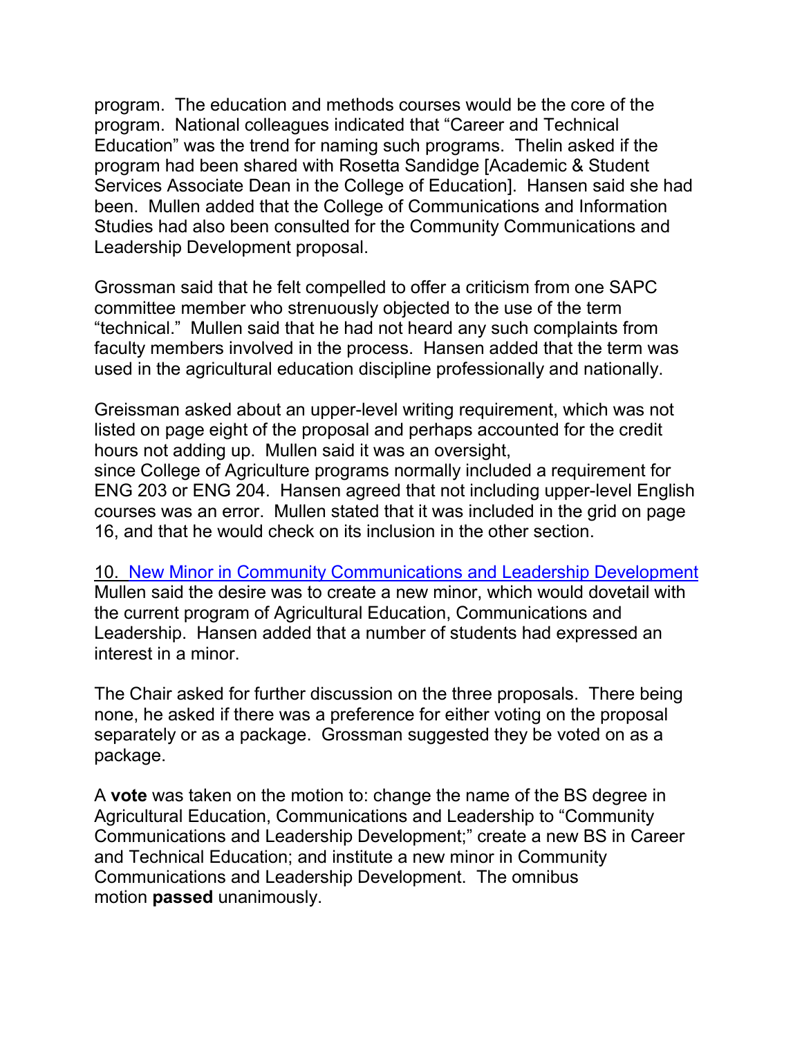program. The education and methods courses would be the core of the program. National colleagues indicated that "Career and Technical Education" was the trend for naming such programs. Thelin asked if the program had been shared with Rosetta Sandidge [Academic & Student Services Associate Dean in the College of Education]. Hansen said she had been. Mullen added that the College of Communications and Information Studies had also been consulted for the Community Communications and Leadership Development proposal.

Grossman said that he felt compelled to offer a criticism from one SAPC committee member who strenuously objected to the use of the term "technical." Mullen said that he had not heard any such complaints from faculty members involved in the process. Hansen added that the term was used in the agricultural education discipline professionally and nationally.

Greissman asked about an upper-level writing requirement, which was not listed on page eight of the proposal and perhaps accounted for the credit hours not adding up. Mullen said it was an oversight, since College of Agriculture programs normally included a requirement for ENG 203 or ENG 204. Hansen agreed that not including upper-level English courses was an error. Mullen stated that it was included in the grid on page 16, and that he would check on its inclusion in the other section.

10. New Minor in Community Communications and Leadership Development

Mullen said the desire was to create a new minor, which would dovetail with the current program of Agricultural Education, Communications and Leadership. Hansen added that a number of students had expressed an interest in a minor.

The Chair asked for further discussion on the three proposals. There being none, he asked if there was a preference for either voting on the proposal separately or as a package. Grossman suggested they be voted on as a package.

A **vote** was taken on the motion to: change the name of the BS degree in Agricultural Education, Communications and Leadership to "Community Communications and Leadership Development;" create a new BS in Career and Technical Education; and institute a new minor in Community Communications and Leadership Development. The omnibus motion **passed** unanimously.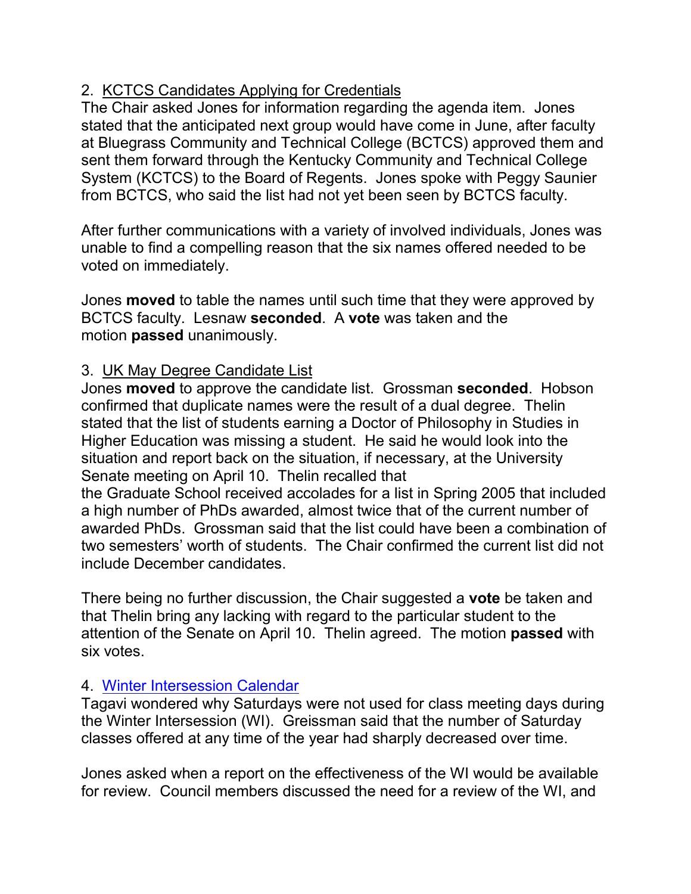2. KCTCS Candidates Applying for Credentials

The Chair asked Jones for information regarding the agenda item. Jones stated that the anticipated next group would have come in June, after faculty at Bluegrass Community and Technical College (BCTCS) approved them and sent them forward through the Kentucky Community and Technical College System (KCTCS) to the Board of Regents. Jones spoke with Peggy Saunier from BCTCS, who said the list had not yet been seen by BCTCS faculty.

After further communications with a variety of involved individuals, Jones was unable to find a compelling reason that the six names offered needed to be voted on immediately.

Jones **moved** to table the names until such time that they were approved by BCTCS faculty. Lesnaw **seconded**. A **vote** was taken and the motion **passed** unanimously.

3. UK May Degree Candidate List

Jones **moved** to approve the candidate list. Grossman **seconded**. Hobson confirmed that duplicate names were the result of a dual degree. Thelin stated that the list of students earning a Doctor of Philosophy in Studies in Higher Education was missing a student. He said he would look into the situation and report back on the situation, if necessary, at the University Senate meeting on April 10. Thelin recalled that the Graduate School received accolades for a list in Spring 2005 that included a high number of PhDs awarded, almost twice that of the current number of awarded PhDs. Grossman said that the list could have been a combination of two semesters' worth of students. The Chair confirmed the current list did not include December candidates.

There being no further discussion, the Chair suggested a **vote** be taken and that Thelin bring any lacking with regard to the particular student to the attention of the Senate on April 10. Thelin agreed. The motion **passed** with six votes.

4. Winter Intersession Calendar

Tagavi wondered why Saturdays were not used for class meeting days during the Winter Intersession (WI). Greissman said that the number of Saturday classes offered at any time of the year had sharply decreased over time.

Jones asked when a report on the effectiveness of the WI would be available for review. Council members discussed the need for a review of the WI, and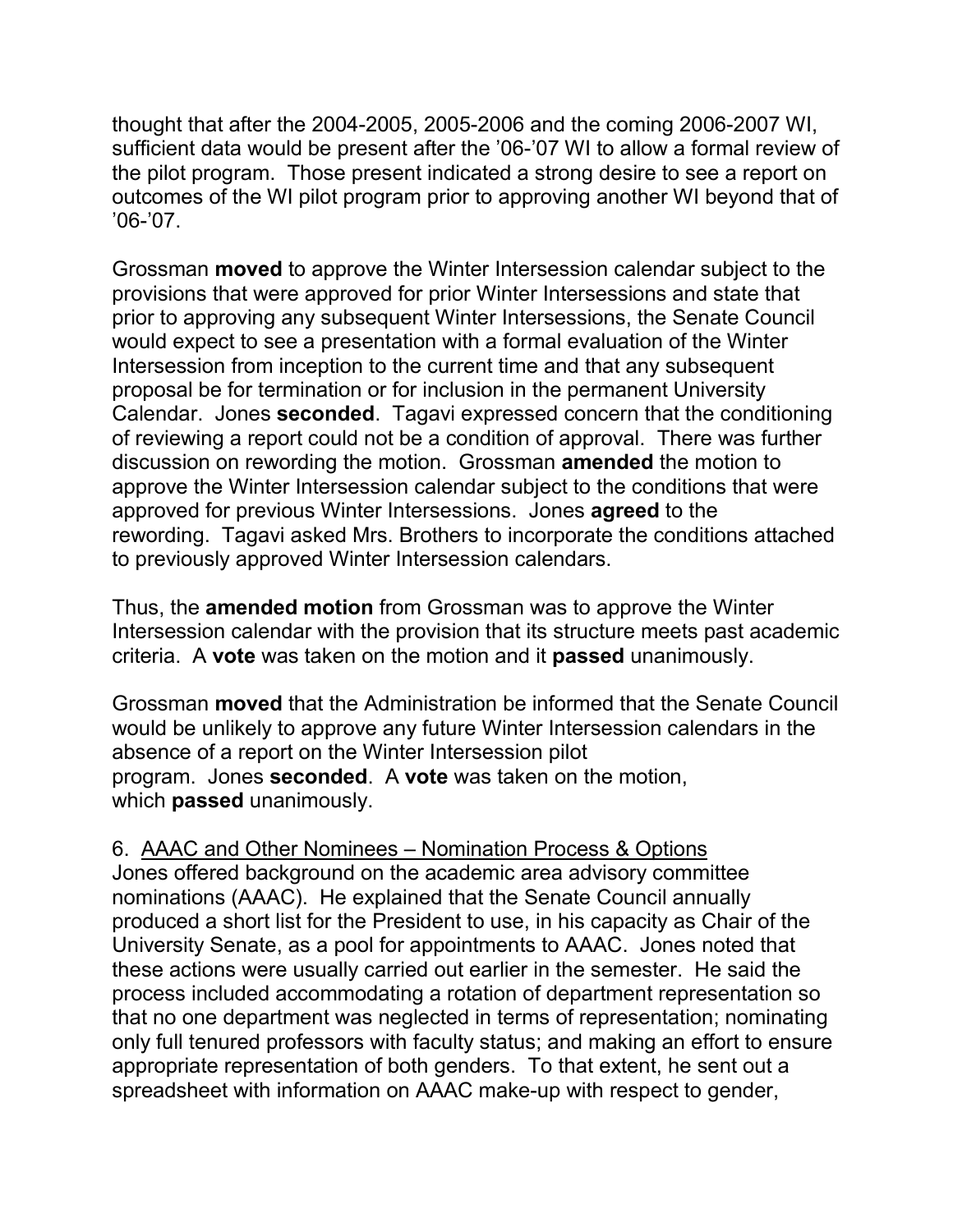thought that after the 2004-2005, 2005-2006 and the coming 2006-2007 WI, sufficient data would be present after the '06-'07 WI to allow a formal review of the pilot program. Those present indicated a strong desire to see a report on outcomes of the WI pilot program prior to approving another WI beyond that of '06-'07.

Grossman **moved** to approve the Winter Intersession calendar subject to the provisions that were approved for prior Winter Intersessions and state that prior to approving any subsequent Winter Intersessions, the Senate Council would expect to see a presentation with a formal evaluation of the Winter Intersession from inception to the current time and that any subsequent proposal be for termination or for inclusion in the permanent University Calendar. Jones **seconded**. Tagavi expressed concern that the conditioning of reviewing a report could not be a condition of approval. There was further discussion on rewording the motion. Grossman **amended** the motion to approve the Winter Intersession calendar subject to the conditions that were approved for previous Winter Intersessions. Jones **agreed** to the rewording. Tagavi asked Mrs. Brothers to incorporate the conditions attached to previously approved Winter Intersession calendars.

Thus, the **amended motion** from Grossman was to approve the Winter Intersession calendar with the provision that its structure meets past academic criteria. A **vote** was taken on the motion and it **passed** unanimously.

Grossman **moved** that the Administration be informed that the Senate Council would be unlikely to approve any future Winter Intersession calendars in the absence of a report on the Winter Intersession pilot program. Jones **seconded**. A **vote** was taken on the motion, which **passed** unanimously.

6. <u>AAAC and Other Nominees – Nomination Process & Options</u>

Jones offered background on the academic area advisory committee nominations (AAAC). He explained that the Senate Council annually produced a short list for the President to use, in his capacity as Chair of the University Senate, as a pool for appointments to AAAC. Jones noted that these actions were usually carried out earlier in the semester. He said the process included accommodating a rotation of department representation so that no one department was neglected in terms of representation; nominating only full tenured professors with faculty status; and making an effort to ensure appropriate representation of both genders. To that extent, he sent out a spreadsheet with information on AAAC make-up with respect to gender,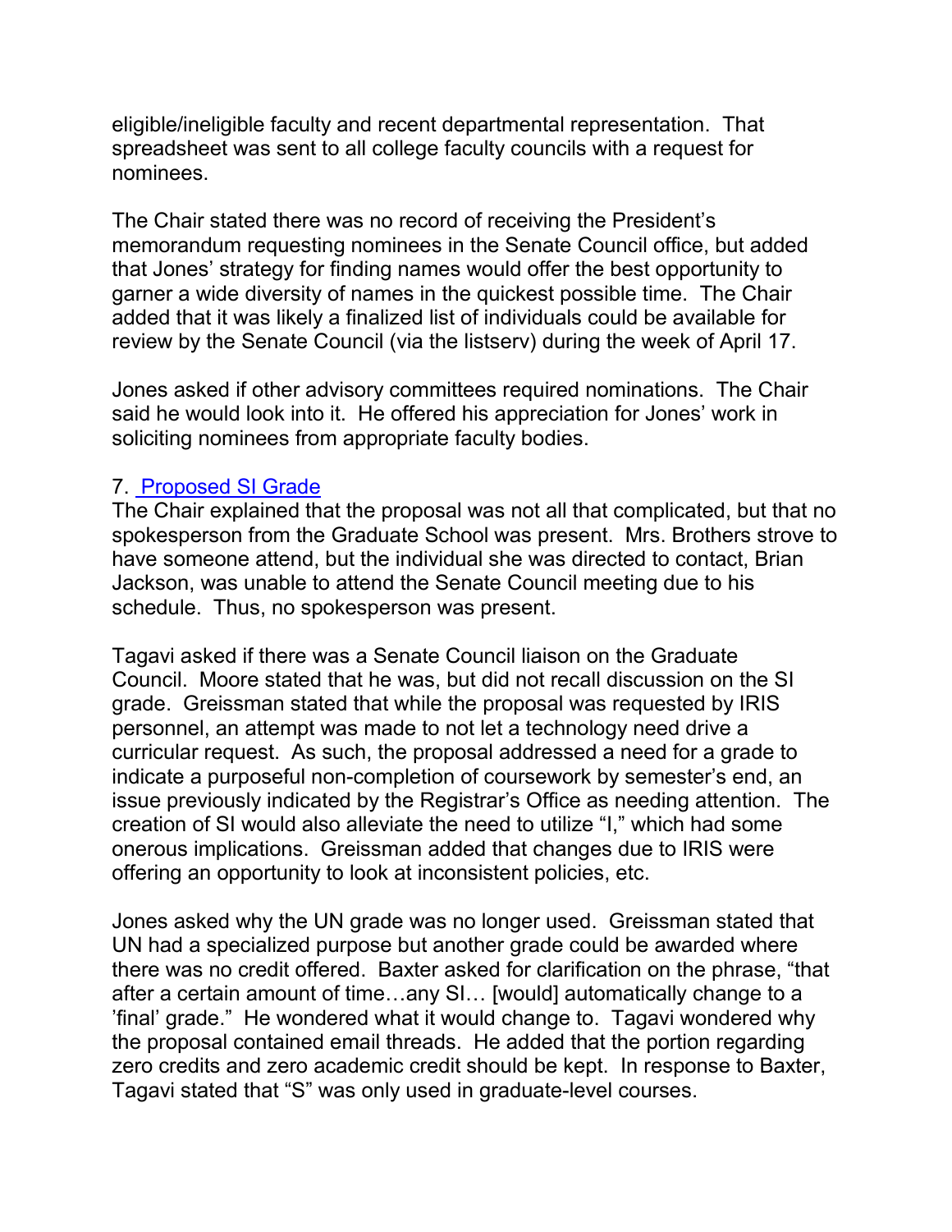eligible/ineligible faculty and recent departmental representation. That spreadsheet was sent to all college faculty councils with a request for nominees.

The Chair stated there was no record of receiving the President's memorandum requesting nominees in the Senate Council office, but added that Jones' strategy for finding names would offer the best opportunity to garner a wide diversity of names in the quickest possible time. The Chair added that it was likely a finalized list of individuals could be available for review by the Senate Council (via the listserv) during the week of April 17.

Jones asked if other advisory committees required nominations. The Chair said he would look into it. He offered his appreciation for Jones' work in soliciting nominees from appropriate faculty bodies.

7. Proposed SI Grade

The Chair explained that the proposal was not all that complicated, but that no spokesperson from the Graduate School was present. Mrs. Brothers strove to have someone attend, but the individual she was directed to contact, Brian Jackson, was unable to attend the Senate Council meeting due to his schedule. Thus, no spokesperson was present.

Tagavi asked if there was a Senate Council liaison on the Graduate Council. Moore stated that he was, but did not recall discussion on the SI grade. Greissman stated that while the proposal was requested by IRIS personnel, an attempt was made to not let a technology need drive a curricular request. As such, the proposal addressed a need for a grade to indicate a purposeful non-completion of coursework by semester's end, an issue previously indicated by the Registrar's Office as needing attention. The creation of SI would also alleviate the need to utilize "I," which had some onerous implications. Greissman added that changes due to IRIS were offering an opportunity to look at inconsistent policies, etc.

Jones asked why the UN grade was no longer used. Greissman stated that UN had a specialized purpose but another grade could be awarded where there was no credit offered. Baxter asked for clarification on the phrase, "that after a certain amount of time…any SI… [would] automatically change to a 'final' grade." He wondered what it would change to. Tagavi wondered why the proposal contained email threads. He added that the portion regarding zero credits and zero academic credit should be kept. In response to Baxter, Tagavi stated that "S" was only used in graduate-level courses.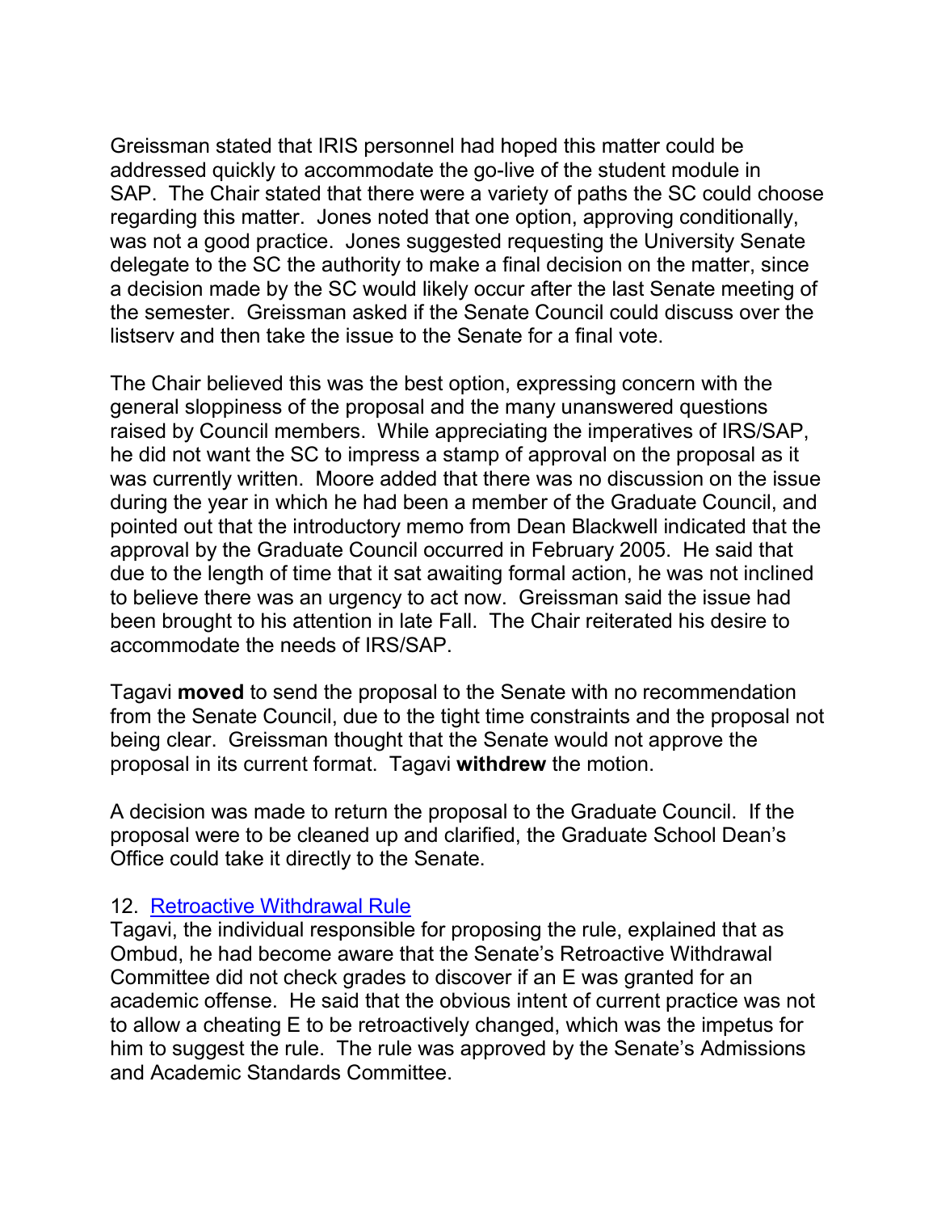Greissman stated that IRIS personnel had hoped this matter could be addressed quickly to accommodate the go-live of the student module in SAP. The Chair stated that there were a variety of paths the SC could choose regarding this matter. Jones noted that one option, approving conditionally, was not a good practice. Jones suggested requesting the University Senate delegate to the SC the authority to make a final decision on the matter, since a decision made by the SC would likely occur after the last Senate meeting of the semester. Greissman asked if the Senate Council could discuss over the listserv and then take the issue to the Senate for a final vote.

The Chair believed this was the best option, expressing concern with the general sloppiness of the proposal and the many unanswered questions raised by Council members. While appreciating the imperatives of IRS/SAP, he did not want the SC to impress a stamp of approval on the proposal as it was currently written. Moore added that there was no discussion on the issue during the year in which he had been a member of the Graduate Council, and pointed out that the introductory memo from Dean Blackwell indicated that the approval by the Graduate Council occurred in February 2005. He said that due to the length of time that it sat awaiting formal action, he was not inclined to believe there was an urgency to act now. Greissman said the issue had been brought to his attention in late Fall. The Chair reiterated his desire to accommodate the needs of IRS/SAP.

Tagavi **moved** to send the proposal to the Senate with no recommendation from the Senate Council, due to the tight time constraints and the proposal not being clear. Greissman thought that the Senate would not approve the proposal in its current format. Tagavi **withdrew** the motion.

A decision was made to return the proposal to the Graduate Council. If the proposal were to be cleaned up and clarified, the Graduate School Dean's Office could take it directly to the Senate.

12. Retroactive Withdrawal Rule

Tagavi, the individual responsible for proposing the rule, explained that as Ombud, he had become aware that the Senate's Retroactive Withdrawal Committee did not check grades to discover if an E was granted for an academic offense. He said that the obvious intent of current practice was not to allow a cheating E to be retroactively changed, which was the impetus for him to suggest the rule. The rule was approved by the Senate's Admissions and Academic Standards Committee.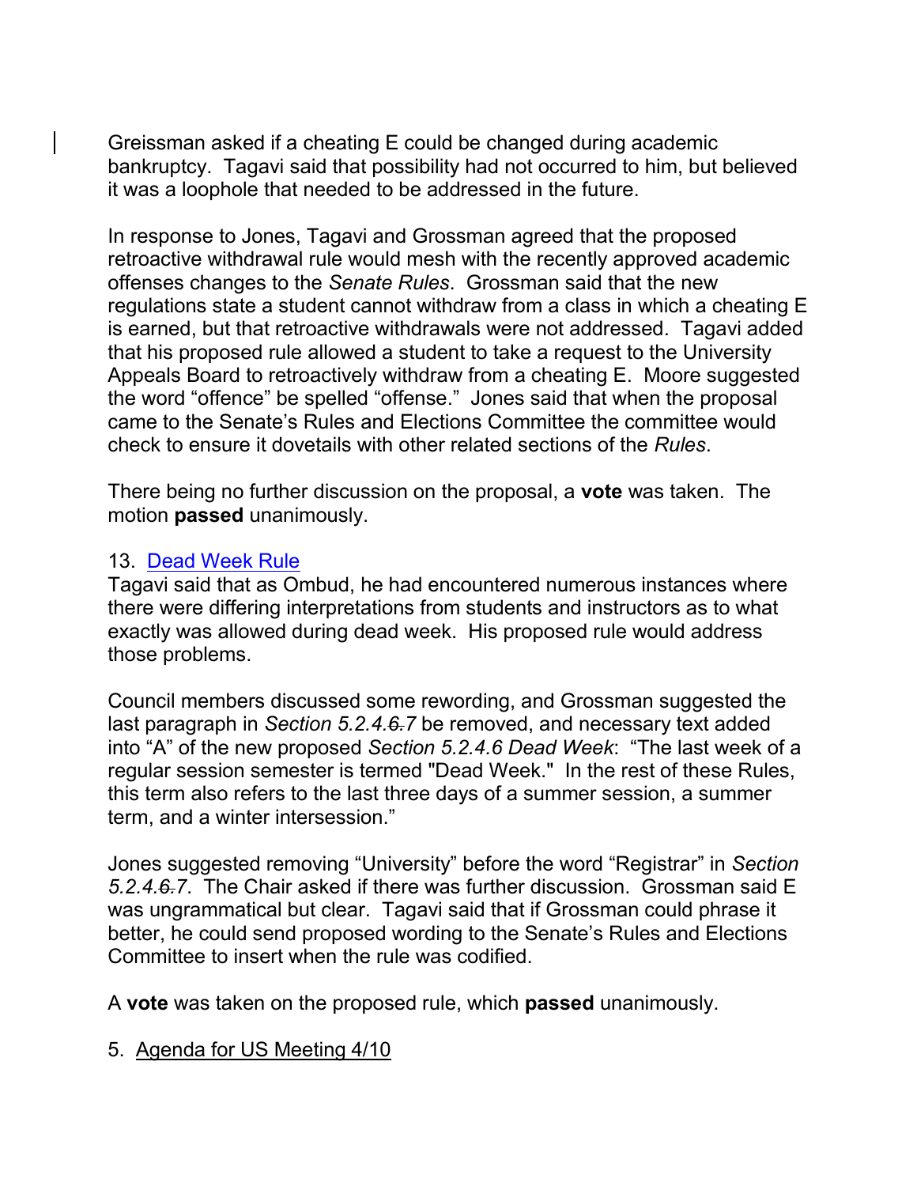Greissman asked if a cheating E could be changed during academic bankruptcy. Tagavi said that possibility had not occurred to him, but believed it was a loophole that needed to be addressed in the future.

In response to Jones, Tagavi and Grossman agreed that the proposed retroactive withdrawal rule would mesh with the recently approved academic offenses changes to the *Senate Rules*. Grossman said that the new regulations state a student cannot withdraw from a class in which a cheating E is earned, but that retroactive withdrawals were not addressed. Tagavi added that his proposed rule allowed a student to take a request to the University Appeals Board to retroactively withdraw from a cheating E. Moore suggested the word "offence" be spelled "offense." Jones said that when the proposal came to the Senate's Rules and Elections Committee the committee would check to ensure it dovetails with other related sections of the *Rules*.

There being no further discussion on the proposal, a **vote** was taken. The motion **passed** unanimously.

13. Dead Week Rule

Tagavi said that as Ombud, he had encountered numerous instances where there were differing interpretations from students and instructors as to what exactly was allowed during dead week. His proposed rule would address those problems.

Council members discussed some rewording, and Grossman suggested the last paragraph in *Section 5.2.4.~~6.~~7* be removed, and necessary text added into "A" of the new proposed *Section 5.2.4.6 Dead Week*: "The last week of a regular session semester is termed "Dead Week." In the rest of these Rules, this term also refers to the last three days of a summer session, a summer term, and a winter intersession."

Jones suggested removing "University" before the word "Registrar" in *Section 5.2.4.~~6.~~7*. The Chair asked if there was further discussion. Grossman said E was ungrammatical but clear. Tagavi said that if Grossman could phrase it better, he could send proposed wording to the Senate's Rules and Elections Committee to insert when the rule was codified.

A **vote** was taken on the proposed rule, which **passed** unanimously.

5. Agenda for US Meeting 4/10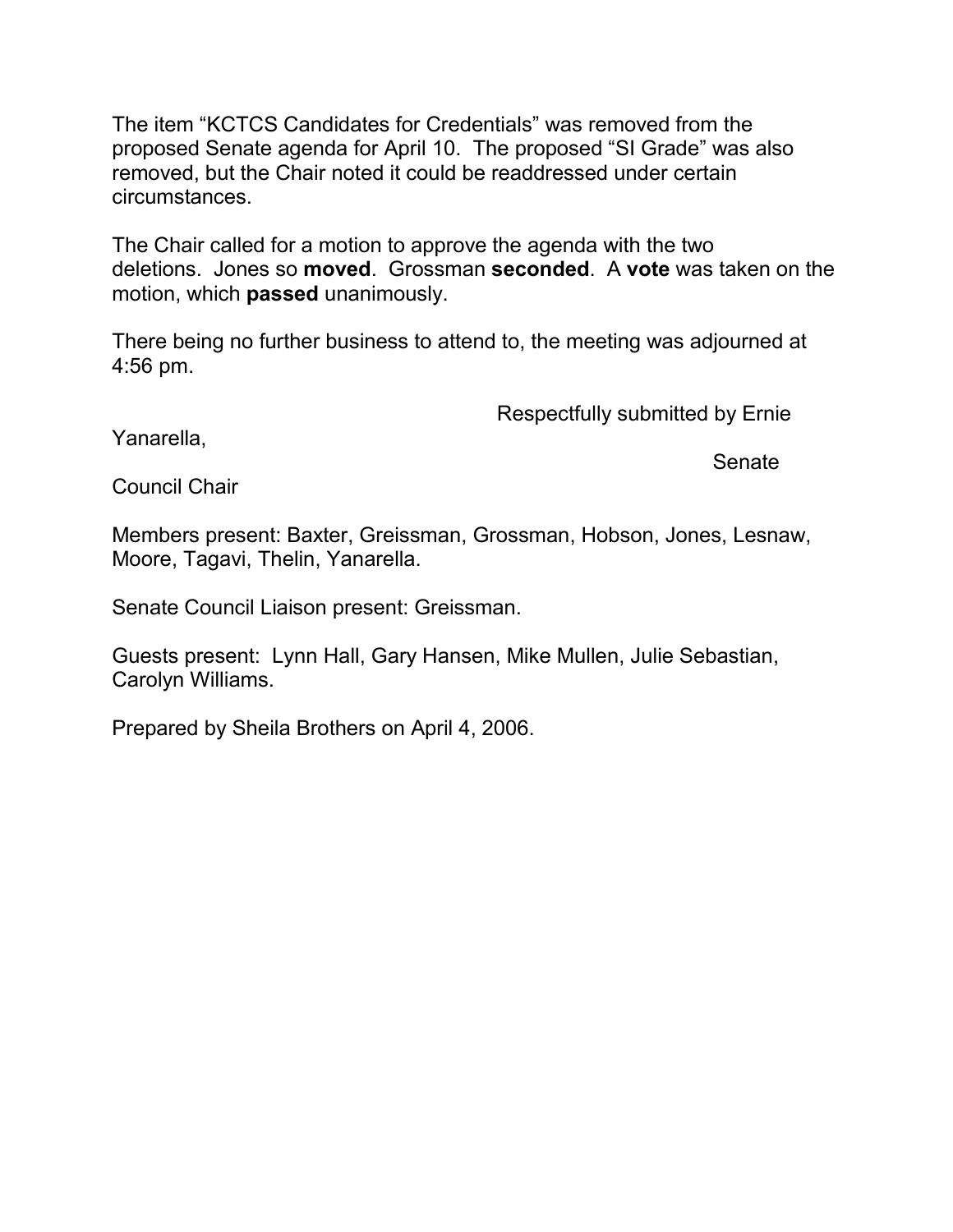The item "KCTCS Candidates for Credentials" was removed from the proposed Senate agenda for April 10. The proposed "SI Grade" was also removed, but the Chair noted it could be readdressed under certain circumstances.

The Chair called for a motion to approve the agenda with the two deletions. Jones so **moved**. Grossman **seconded**. A **vote** was taken on the motion, which **passed** unanimously.

There being no further business to attend to, the meeting was adjourned at 4:56 pm.

Respectfully submitted by Ernie Yanarella,
Senate Council Chair

Members present: Baxter, Greissman, Grossman, Hobson, Jones, Lesnaw, Moore, Tagavi, Thelin, Yanarella.

Senate Council Liaison present: Greissman.

Guests present: Lynn Hall, Gary Hansen, Mike Mullen, Julie Sebastian, Carolyn Williams.

Prepared by Sheila Brothers on April 4, 2006.